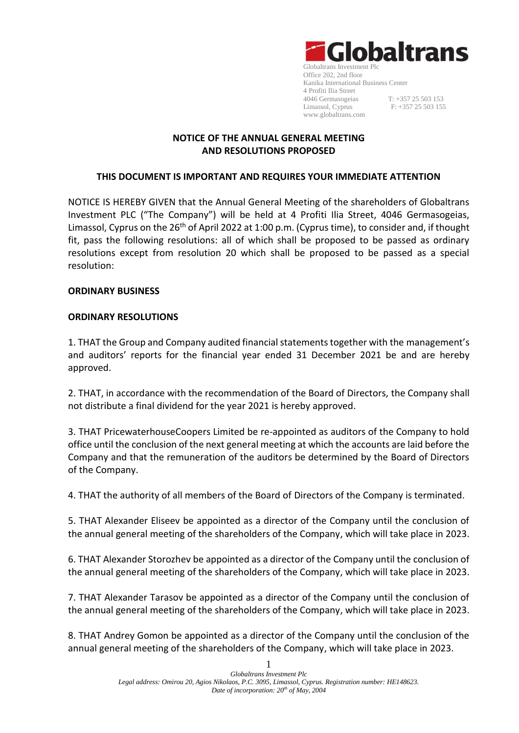Globaltrans

Globaltrans Investment Plc
Office 202, 2nd floor
Kanika International Business Center
4 Profiti Ilia Street
4046 Germasogeias
Limassol, Cyprus
www.globaltrans.com

T: +357 25 503 153
F: +357 25 503 155

# NOTICE OF THE ANNUAL GENERAL MEETING AND RESOLUTIONS PROPOSED

## THIS DOCUMENT IS IMPORTANT AND REQUIRES YOUR IMMEDIATE ATTENTION

NOTICE IS HEREBY GIVEN that the Annual General Meeting of the shareholders of Globaltrans Investment PLC ("The Company") will be held at 4 Profiti Ilia Street, 4046 Germasogeias, Limassol, Cyprus on the 26th of April 2022 at 1:00 p.m. (Cyprus time), to consider and, if thought fit, pass the following resolutions: all of which shall be proposed to be passed as ordinary resolutions except from resolution 20 which shall be proposed to be passed as a special resolution:

**ORDINARY BUSINESS**

**ORDINARY RESOLUTIONS**

1. THAT the Group and Company audited financial statements together with the management's and auditors' reports for the financial year ended 31 December 2021 be and are hereby approved.

2. THAT, in accordance with the recommendation of the Board of Directors, the Company shall not distribute a final dividend for the year 2021 is hereby approved.

3. THAT PricewaterhouseCoopers Limited be re-appointed as auditors of the Company to hold office until the conclusion of the next general meeting at which the accounts are laid before the Company and that the remuneration of the auditors be determined by the Board of Directors of the Company.

4. THAT the authority of all members of the Board of Directors of the Company is terminated.

5. THAT Alexander Eliseev be appointed as a director of the Company until the conclusion of the annual general meeting of the shareholders of the Company, which will take place in 2023.

6. THAT Alexander Storozhev be appointed as a director of the Company until the conclusion of the annual general meeting of the shareholders of the Company, which will take place in 2023.

7. THAT Alexander Tarasov be appointed as a director of the Company until the conclusion of the annual general meeting of the shareholders of the Company, which will take place in 2023.

8. THAT Andrey Gomon be appointed as a director of the Company until the conclusion of the annual general meeting of the shareholders of the Company, which will take place in 2023.

*Globaltrans Investment Plc*
*Legal address: Omirou 20, Agios Nikolaos, P.C. 3095, Limassol, Cyprus. Registration number: HE148623.*
*Date of incorporation: 20th of May, 2004*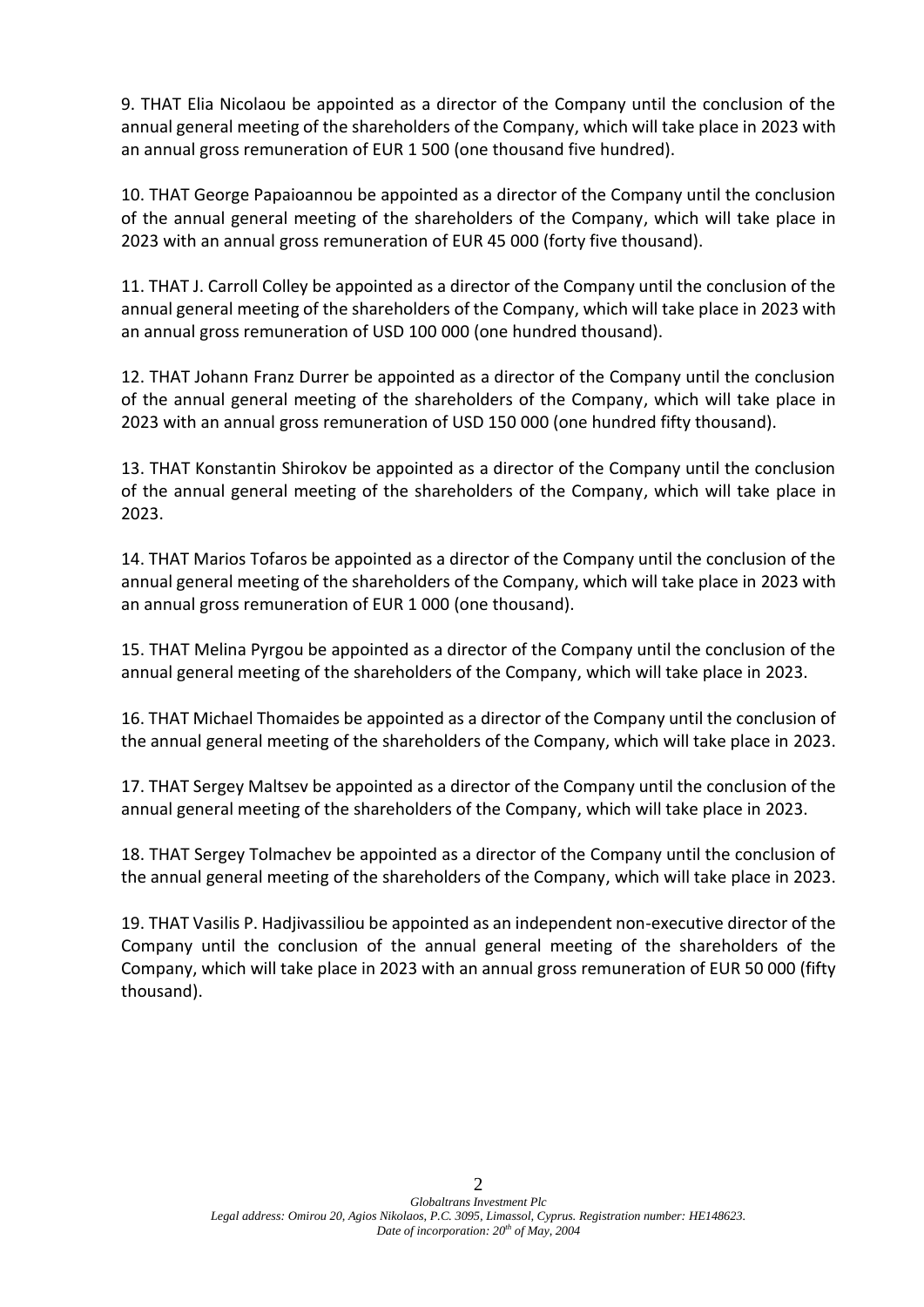9. THAT Elia Nicolaou be appointed as a director of the Company until the conclusion of the annual general meeting of the shareholders of the Company, which will take place in 2023 with an annual gross remuneration of EUR 1 500 (one thousand five hundred).

10. THAT George Papaioannou be appointed as a director of the Company until the conclusion of the annual general meeting of the shareholders of the Company, which will take place in 2023 with an annual gross remuneration of EUR 45 000 (forty five thousand).

11. THAT J. Carroll Colley be appointed as a director of the Company until the conclusion of the annual general meeting of the shareholders of the Company, which will take place in 2023 with an annual gross remuneration of USD 100 000 (one hundred thousand).

12. THAT Johann Franz Durrer be appointed as a director of the Company until the conclusion of the annual general meeting of the shareholders of the Company, which will take place in 2023 with an annual gross remuneration of USD 150 000 (one hundred fifty thousand).

13. THAT Konstantin Shirokov be appointed as a director of the Company until the conclusion of the annual general meeting of the shareholders of the Company, which will take place in 2023.

14. THAT Marios Tofaros be appointed as a director of the Company until the conclusion of the annual general meeting of the shareholders of the Company, which will take place in 2023 with an annual gross remuneration of EUR 1 000 (one thousand).

15. THAT Melina Pyrgou be appointed as a director of the Company until the conclusion of the annual general meeting of the shareholders of the Company, which will take place in 2023.

16. THAT Michael Thomaides be appointed as a director of the Company until the conclusion of the annual general meeting of the shareholders of the Company, which will take place in 2023.

17. THAT Sergey Maltsev be appointed as a director of the Company until the conclusion of the annual general meeting of the shareholders of the Company, which will take place in 2023.

18. THAT Sergey Tolmachev be appointed as a director of the Company until the conclusion of the annual general meeting of the shareholders of the Company, which will take place in 2023.

19. THAT Vasilis P. Hadjivassiliou be appointed as an independent non-executive director of the Company until the conclusion of the annual general meeting of the shareholders of the Company, which will take place in 2023 with an annual gross remuneration of EUR 50 000 (fifty thousand).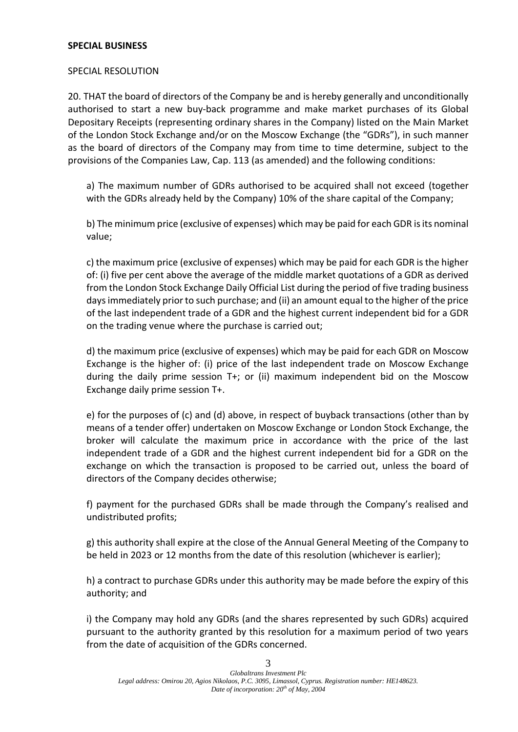**SPECIAL BUSINESS**

SPECIAL RESOLUTION

20. THAT the board of directors of the Company be and is hereby generally and unconditionally authorised to start a new buy-back programme and make market purchases of its Global Depositary Receipts (representing ordinary shares in the Company) listed on the Main Market of the London Stock Exchange and/or on the Moscow Exchange (the "GDRs"), in such manner as the board of directors of the Company may from time to time determine, subject to the provisions of the Companies Law, Cap. 113 (as amended) and the following conditions:

a) The maximum number of GDRs authorised to be acquired shall not exceed (together with the GDRs already held by the Company) 10% of the share capital of the Company;

b) The minimum price (exclusive of expenses) which may be paid for each GDR is its nominal value;

c) the maximum price (exclusive of expenses) which may be paid for each GDR is the higher of: (i) five per cent above the average of the middle market quotations of a GDR as derived from the London Stock Exchange Daily Official List during the period of five trading business days immediately prior to such purchase; and (ii) an amount equal to the higher of the price of the last independent trade of a GDR and the highest current independent bid for a GDR on the trading venue where the purchase is carried out;

d) the maximum price (exclusive of expenses) which may be paid for each GDR on Moscow Exchange is the higher of: (i) price of the last independent trade on Moscow Exchange during the daily prime session T+; or (ii) maximum independent bid on the Moscow Exchange daily prime session T+.

e) for the purposes of (c) and (d) above, in respect of buyback transactions (other than by means of a tender offer) undertaken on Moscow Exchange or London Stock Exchange, the broker will calculate the maximum price in accordance with the price of the last independent trade of a GDR and the highest current independent bid for a GDR on the exchange on which the transaction is proposed to be carried out, unless the board of directors of the Company decides otherwise;

f) payment for the purchased GDRs shall be made through the Company's realised and undistributed profits;

g) this authority shall expire at the close of the Annual General Meeting of the Company to be held in 2023 or 12 months from the date of this resolution (whichever is earlier);

h) a contract to purchase GDRs under this authority may be made before the expiry of this authority; and

i) the Company may hold any GDRs (and the shares represented by such GDRs) acquired pursuant to the authority granted by this resolution for a maximum period of two years from the date of acquisition of the GDRs concerned.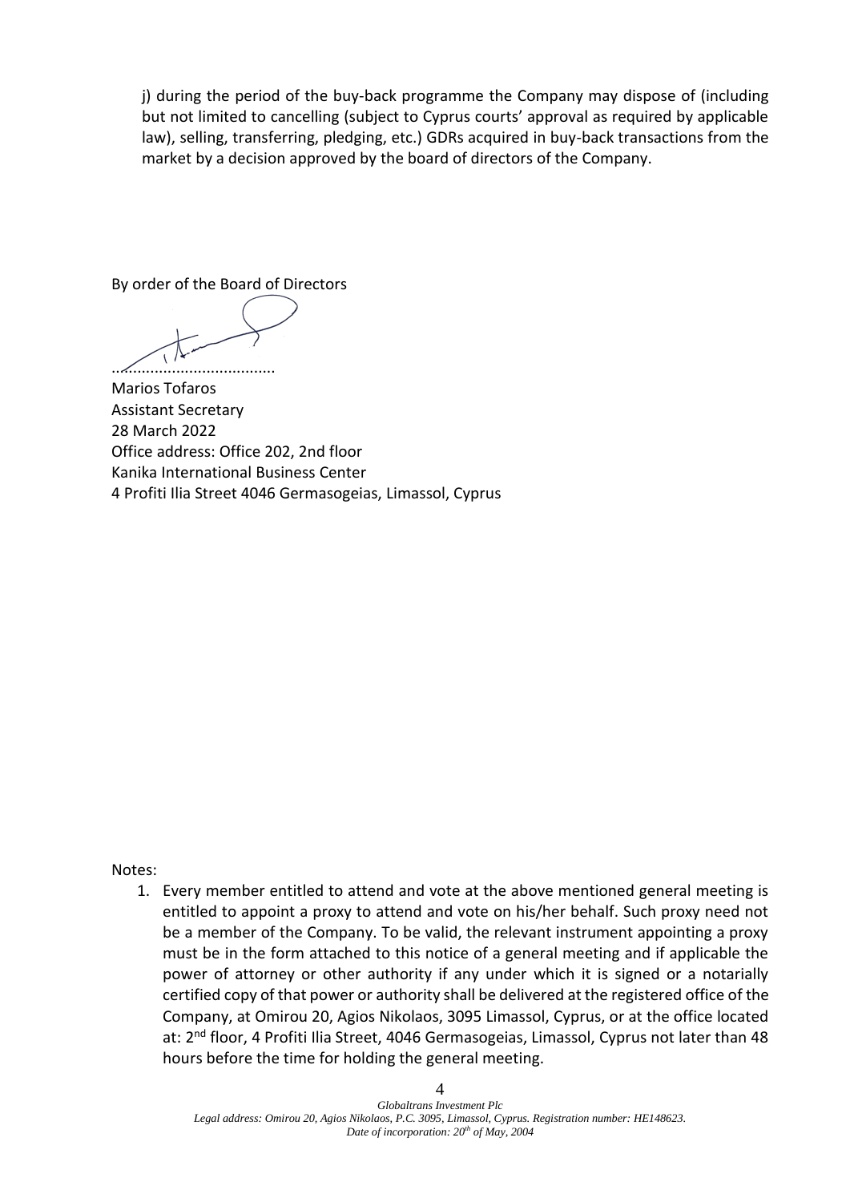j) during the period of the buy-back programme the Company may dispose of (including but not limited to cancelling (subject to Cyprus courts' approval as required by applicable law), selling, transferring, pledging, etc.) GDRs acquired in buy-back transactions from the market by a decision approved by the board of directors of the Company.

By order of the Board of Directors

......................................

Marios Tofaros  
Assistant Secretary  
28 March 2022  
Office address: Office 202, 2nd floor  
Kanika International Business Center  
4 Profiti Ilia Street 4046 Germasogeias, Limassol, Cyprus

Notes:

1. Every member entitled to attend and vote at the above mentioned general meeting is entitled to appoint a proxy to attend and vote on his/her behalf. Such proxy need not be a member of the Company. To be valid, the relevant instrument appointing a proxy must be in the form attached to this notice of a general meeting and if applicable the power of attorney or other authority if any under which it is signed or a notarially certified copy of that power or authority shall be delivered at the registered office of the Company, at Omirou 20, Agios Nikolaos, 3095 Limassol, Cyprus, or at the office located at: 2nd floor, 4 Profiti Ilia Street, 4046 Germasogeias, Limassol, Cyprus not later than 48 hours before the time for holding the general meeting.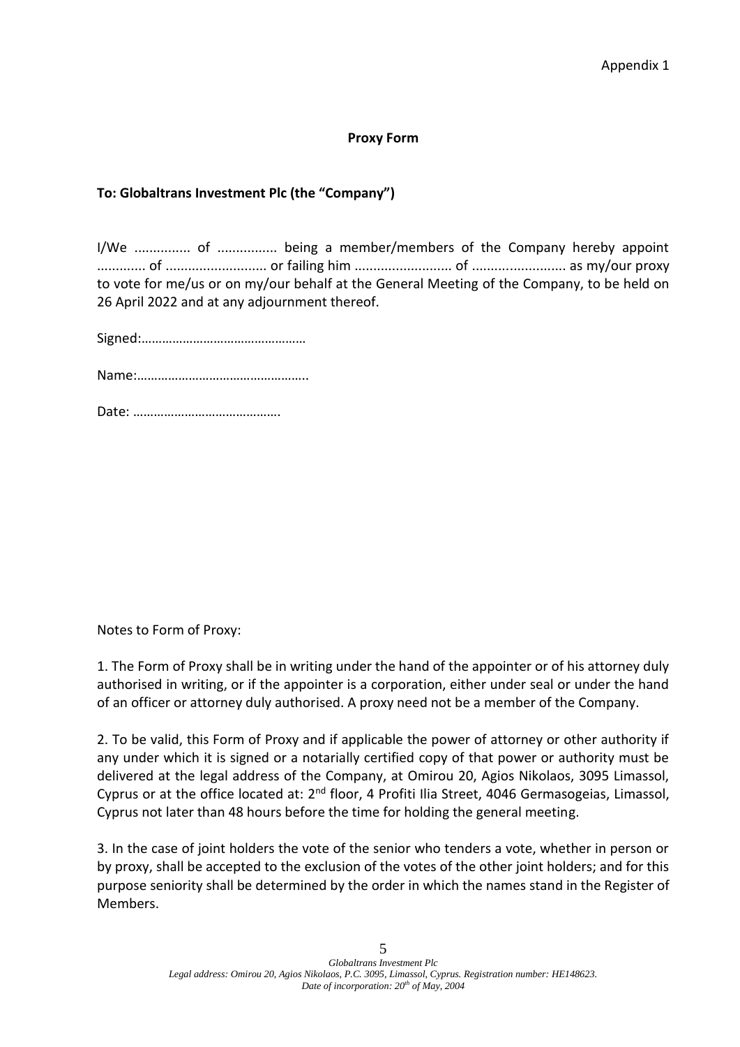Appendix 1

**Proxy Form**

**To: Globaltrans Investment Plc (the "Company")**

I/We ............... of ................ being a member/members of the Company hereby appoint ............. of ........................... or failing him .......................... of ......................... as my/our proxy to vote for me/us or on my/our behalf at the General Meeting of the Company, to be held on 26 April 2022 and at any adjournment thereof.

Signed:…………………………………………

Name:…………………………………………..

Date: …………………………………….

Notes to Form of Proxy:

1. The Form of Proxy shall be in writing under the hand of the appointer or of his attorney duly authorised in writing, or if the appointer is a corporation, either under seal or under the hand of an officer or attorney duly authorised. A proxy need not be a member of the Company.

2. To be valid, this Form of Proxy and if applicable the power of attorney or other authority if any under which it is signed or a notarially certified copy of that power or authority must be delivered at the legal address of the Company, at Omirou 20, Agios Nikolaos, 3095 Limassol, Cyprus or at the office located at: 2nd floor, 4 Profiti Ilia Street, 4046 Germasogeias, Limassol, Cyprus not later than 48 hours before the time for holding the general meeting.

3. In the case of joint holders the vote of the senior who tenders a vote, whether in person or by proxy, shall be accepted to the exclusion of the votes of the other joint holders; and for this purpose seniority shall be determined by the order in which the names stand in the Register of Members.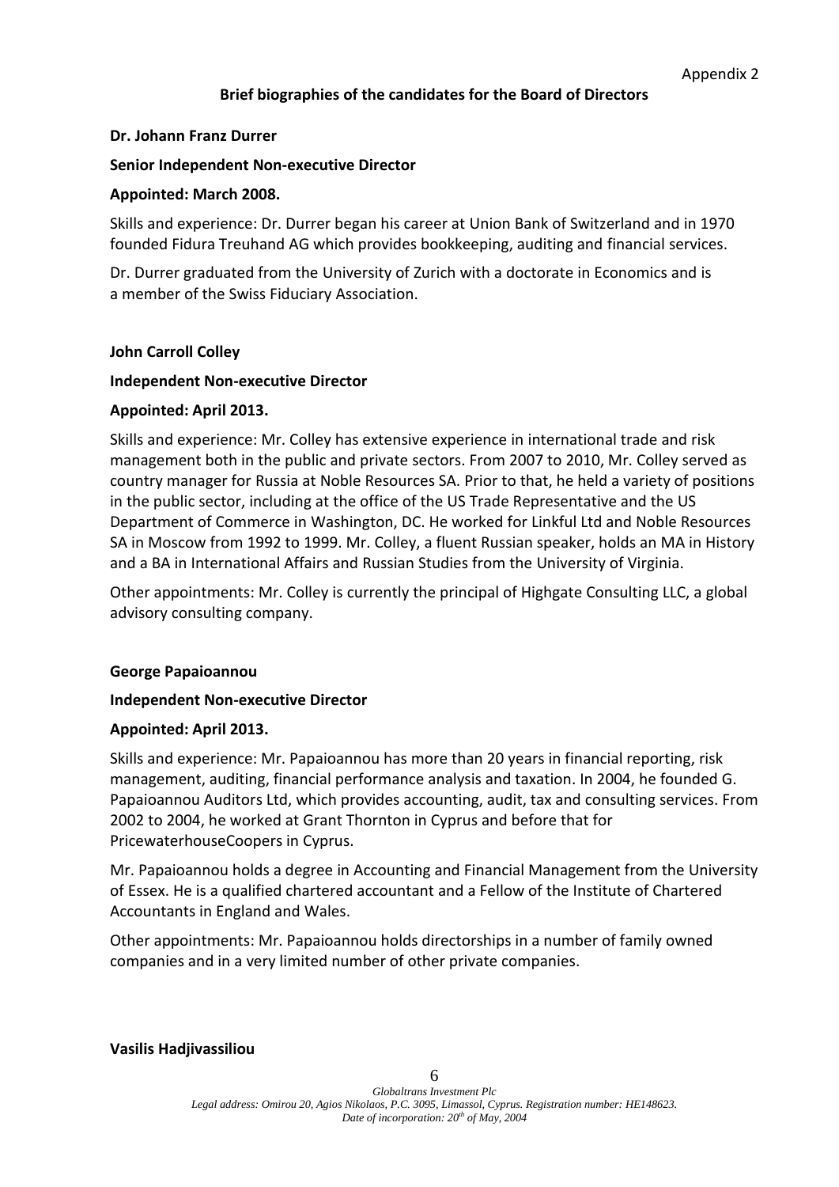Appendix 2

## Brief biographies of the candidates for the Board of Directors

**Dr. Johann Franz Durrer**

**Senior Independent Non-executive Director**

**Appointed: March 2008.**

Skills and experience: Dr. Durrer began his career at Union Bank of Switzerland and in 1970 founded Fidura Treuhand AG which provides bookkeeping, auditing and financial services.

Dr. Durrer graduated from the University of Zurich with a doctorate in Economics and is a member of the Swiss Fiduciary Association.

**John Carroll Colley**

**Independent Non-executive Director**

**Appointed: April 2013.**

Skills and experience: Mr. Colley has extensive experience in international trade and risk management both in the public and private sectors. From 2007 to 2010, Mr. Colley served as country manager for Russia at Noble Resources SA. Prior to that, he held a variety of positions in the public sector, including at the office of the US Trade Representative and the US Department of Commerce in Washington, DC. He worked for Linkful Ltd and Noble Resources SA in Moscow from 1992 to 1999. Mr. Colley, a fluent Russian speaker, holds an MA in History and a BA in International Affairs and Russian Studies from the University of Virginia.

Other appointments: Mr. Colley is currently the principal of Highgate Consulting LLC, a global advisory consulting company.

**George Papaioannou**

**Independent Non-executive Director**

**Appointed: April 2013.**

Skills and experience: Mr. Papaioannou has more than 20 years in financial reporting, risk management, auditing, financial performance analysis and taxation. In 2004, he founded G. Papaioannou Auditors Ltd, which provides accounting, audit, tax and consulting services. From 2002 to 2004, he worked at Grant Thornton in Cyprus and before that for PricewaterhouseCoopers in Cyprus.

Mr. Papaioannou holds a degree in Accounting and Financial Management from the University of Essex. He is a qualified chartered accountant and a Fellow of the Institute of Chartered Accountants in England and Wales.

Other appointments: Mr. Papaioannou holds directorships in a number of family owned companies and in a very limited number of other private companies.

**Vasilis Hadjivassiliou**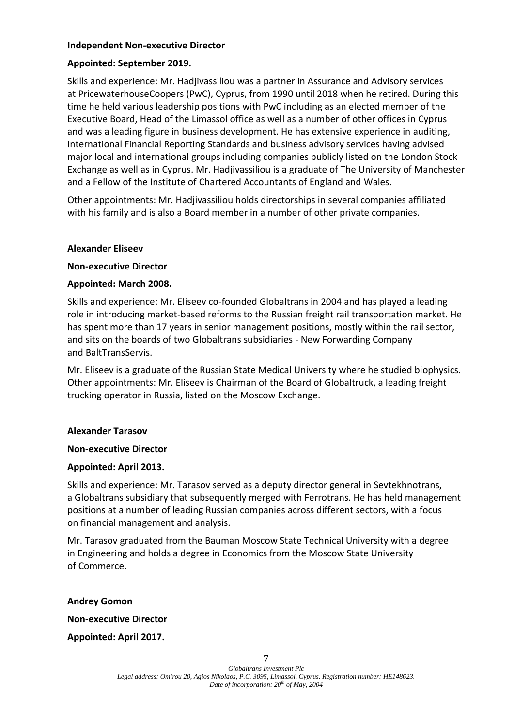**Independent Non-executive Director**

**Appointed: September 2019.**

Skills and experience: Mr. Hadjivassiliou was a partner in Assurance and Advisory services at PricewaterhouseCoopers (PwC), Cyprus, from 1990 until 2018 when he retired. During this time he held various leadership positions with PwC including as an elected member of the Executive Board, Head of the Limassol office as well as a number of other offices in Cyprus and was a leading figure in business development. He has extensive experience in auditing, International Financial Reporting Standards and business advisory services having advised major local and international groups including companies publicly listed on the London Stock Exchange as well as in Cyprus. Mr. Hadjivassiliou is a graduate of The University of Manchester and a Fellow of the Institute of Chartered Accountants of England and Wales.

Other appointments: Mr. Hadjivassiliou holds directorships in several companies affiliated with his family and is also a Board member in a number of other private companies.

**Alexander Eliseev**

**Non-executive Director**

**Appointed: March 2008.**

Skills and experience: Mr. Eliseev co-founded Globaltrans in 2004 and has played a leading role in introducing market-based reforms to the Russian freight rail transportation market. He has spent more than 17 years in senior management positions, mostly within the rail sector, and sits on the boards of two Globaltrans subsidiaries - New Forwarding Company and BaltTransServis.

Mr. Eliseev is a graduate of the Russian State Medical University where he studied biophysics. Other appointments: Mr. Eliseev is Chairman of the Board of Globaltruck, a leading freight trucking operator in Russia, listed on the Moscow Exchange.

**Alexander Tarasov**

**Non-executive Director**

**Appointed: April 2013.**

Skills and experience: Mr. Tarasov served as a deputy director general in Sevtekhnotrans, a Globaltrans subsidiary that subsequently merged with Ferrotrans. He has held management positions at a number of leading Russian companies across different sectors, with a focus on financial management and analysis.

Mr. Tarasov graduated from the Bauman Moscow State Technical University with a degree in Engineering and holds a degree in Economics from the Moscow State University of Commerce.

**Andrey Gomon**

**Non-executive Director**

**Appointed: April 2017.**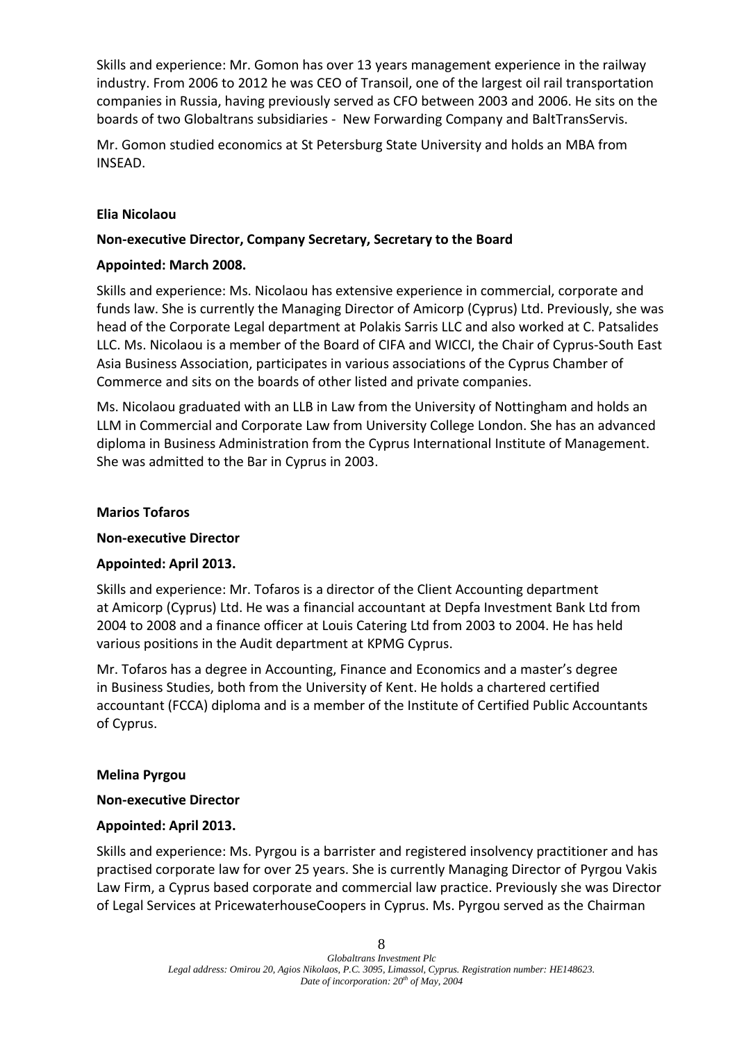Skills and experience: Mr. Gomon has over 13 years management experience in the railway industry. From 2006 to 2012 he was CEO of Transoil, one of the largest oil rail transportation companies in Russia, having previously served as CFO between 2003 and 2006. He sits on the boards of two Globaltrans subsidiaries - New Forwarding Company and BaltTransServis.

Mr. Gomon studied economics at St Petersburg State University and holds an MBA from INSEAD.

**Elia Nicolaou**

**Non-executive Director, Company Secretary, Secretary to the Board**

**Appointed: March 2008.**

Skills and experience: Ms. Nicolaou has extensive experience in commercial, corporate and funds law. She is currently the Managing Director of Amicorp (Cyprus) Ltd. Previously, she was head of the Corporate Legal department at Polakis Sarris LLC and also worked at C. Patsalides LLC. Ms. Nicolaou is a member of the Board of CIFA and WICCI, the Chair of Cyprus-South East Asia Business Association, participates in various associations of the Cyprus Chamber of Commerce and sits on the boards of other listed and private companies.

Ms. Nicolaou graduated with an LLB in Law from the University of Nottingham and holds an LLM in Commercial and Corporate Law from University College London. She has an advanced diploma in Business Administration from the Cyprus International Institute of Management. She was admitted to the Bar in Cyprus in 2003.

**Marios Tofaros**

**Non-executive Director**

**Appointed: April 2013.**

Skills and experience: Mr. Tofaros is a director of the Client Accounting department at Amicorp (Cyprus) Ltd. He was a financial accountant at Depfa Investment Bank Ltd from 2004 to 2008 and a finance officer at Louis Catering Ltd from 2003 to 2004. He has held various positions in the Audit department at KPMG Cyprus.

Mr. Tofaros has a degree in Accounting, Finance and Economics and a master's degree in Business Studies, both from the University of Kent. He holds a chartered certified accountant (FCCA) diploma and is a member of the Institute of Certified Public Accountants of Cyprus.

**Melina Pyrgou**

**Non-executive Director**

**Appointed: April 2013.**

Skills and experience: Ms. Pyrgou is a barrister and registered insolvency practitioner and has practised corporate law for over 25 years. She is currently Managing Director of Pyrgou Vakis Law Firm, a Cyprus based corporate and commercial law practice. Previously she was Director of Legal Services at PricewaterhouseCoopers in Cyprus. Ms. Pyrgou served as the Chairman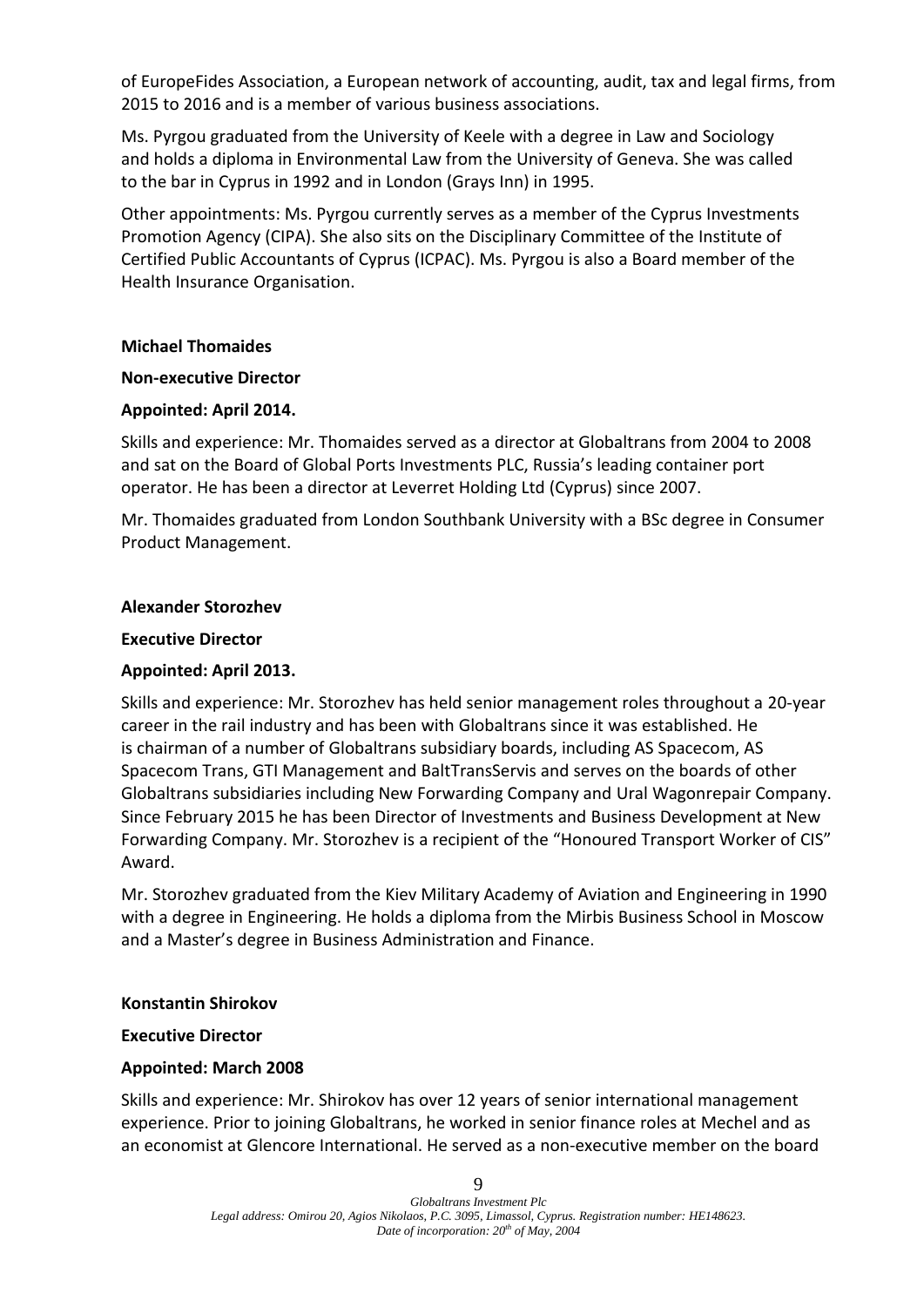of EuropeFides Association, a European network of accounting, audit, tax and legal firms, from 2015 to 2016 and is a member of various business associations.

Ms. Pyrgou graduated from the University of Keele with a degree in Law and Sociology and holds a diploma in Environmental Law from the University of Geneva. She was called to the bar in Cyprus in 1992 and in London (Grays Inn) in 1995.

Other appointments: Ms. Pyrgou currently serves as a member of the Cyprus Investments Promotion Agency (CIPA). She also sits on the Disciplinary Committee of the Institute of Certified Public Accountants of Cyprus (ICPAC). Ms. Pyrgou is also a Board member of the Health Insurance Organisation.

**Michael Thomaides**

**Non-executive Director**

**Appointed: April 2014.**

Skills and experience: Mr. Thomaides served as a director at Globaltrans from 2004 to 2008 and sat on the Board of Global Ports Investments PLC, Russia's leading container port operator. He has been a director at Leverret Holding Ltd (Cyprus) since 2007.

Mr. Thomaides graduated from London Southbank University with a BSc degree in Consumer Product Management.

**Alexander Storozhev**

**Executive Director**

**Appointed: April 2013.**

Skills and experience: Mr. Storozhev has held senior management roles throughout a 20-year career in the rail industry and has been with Globaltrans since it was established. He is chairman of a number of Globaltrans subsidiary boards, including AS Spacecom, AS Spacecom Trans, GTI Management and BaltTransServis and serves on the boards of other Globaltrans subsidiaries including New Forwarding Company and Ural Wagonrepair Company. Since February 2015 he has been Director of Investments and Business Development at New Forwarding Company. Mr. Storozhev is a recipient of the "Honoured Transport Worker of CIS" Award.

Mr. Storozhev graduated from the Kiev Military Academy of Aviation and Engineering in 1990 with a degree in Engineering. He holds a diploma from the Mirbis Business School in Moscow and a Master's degree in Business Administration and Finance.

**Konstantin Shirokov**

**Executive Director**

**Appointed: March 2008**

Skills and experience: Mr. Shirokov has over 12 years of senior international management experience. Prior to joining Globaltrans, he worked in senior finance roles at Mechel and as an economist at Glencore International. He served as a non-executive member on the board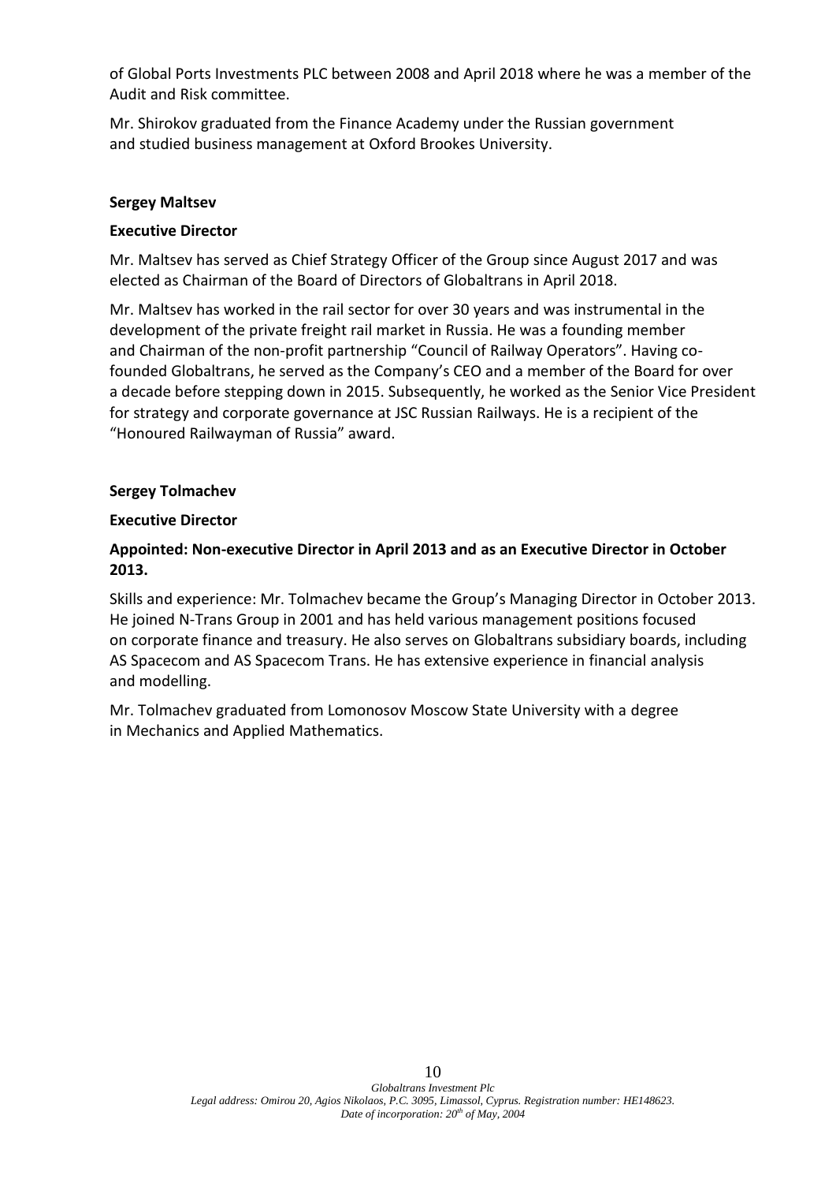of Global Ports Investments PLC between 2008 and April 2018 where he was a member of the Audit and Risk committee.

Mr. Shirokov graduated from the Finance Academy under the Russian government and studied business management at Oxford Brookes University.

**Sergey Maltsev**

**Executive Director**

Mr. Maltsev has served as Chief Strategy Officer of the Group since August 2017 and was elected as Chairman of the Board of Directors of Globaltrans in April 2018.

Mr. Maltsev has worked in the rail sector for over 30 years and was instrumental in the development of the private freight rail market in Russia. He was a founding member and Chairman of the non-profit partnership "Council of Railway Operators". Having co-founded Globaltrans, he served as the Company's CEO and a member of the Board for over a decade before stepping down in 2015. Subsequently, he worked as the Senior Vice President for strategy and corporate governance at JSC Russian Railways. He is a recipient of the "Honoured Railwayman of Russia" award.

**Sergey Tolmachev**

**Executive Director**

**Appointed: Non-executive Director in April 2013 and as an Executive Director in October 2013.**

Skills and experience: Mr. Tolmachev became the Group's Managing Director in October 2013. He joined N-Trans Group in 2001 and has held various management positions focused on corporate finance and treasury. He also serves on Globaltrans subsidiary boards, including AS Spacecom and AS Spacecom Trans. He has extensive experience in financial analysis and modelling.

Mr. Tolmachev graduated from Lomonosov Moscow State University with a degree in Mechanics and Applied Mathematics.